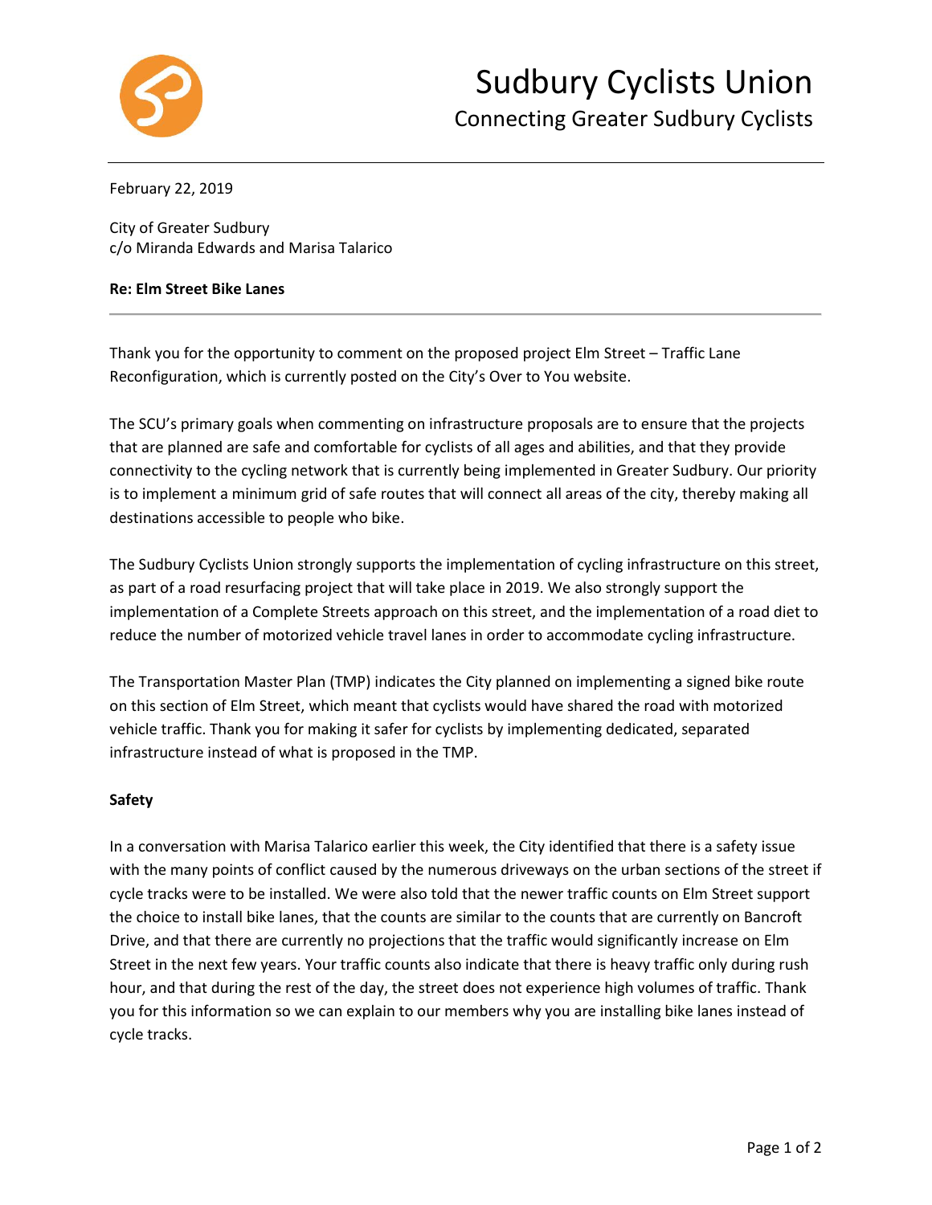# Sudbury Cyclists Union

Connecting Greater Sudbury Cyclists

February 22, 2019

City of Greater Sudbury
c/o Miranda Edwards and Marisa Talarico

**Re: Elm Street Bike Lanes**

Thank you for the opportunity to comment on the proposed project Elm Street – Traffic Lane Reconfiguration, which is currently posted on the City's Over to You website.

The SCU's primary goals when commenting on infrastructure proposals are to ensure that the projects that are planned are safe and comfortable for cyclists of all ages and abilities, and that they provide connectivity to the cycling network that is currently being implemented in Greater Sudbury. Our priority is to implement a minimum grid of safe routes that will connect all areas of the city, thereby making all destinations accessible to people who bike.

The Sudbury Cyclists Union strongly supports the implementation of cycling infrastructure on this street, as part of a road resurfacing project that will take place in 2019. We also strongly support the implementation of a Complete Streets approach on this street, and the implementation of a road diet to reduce the number of motorized vehicle travel lanes in order to accommodate cycling infrastructure.

The Transportation Master Plan (TMP) indicates the City planned on implementing a signed bike route on this section of Elm Street, which meant that cyclists would have shared the road with motorized vehicle traffic. Thank you for making it safer for cyclists by implementing dedicated, separated infrastructure instead of what is proposed in the TMP.

**Safety**

In a conversation with Marisa Talarico earlier this week, the City identified that there is a safety issue with the many points of conflict caused by the numerous driveways on the urban sections of the street if cycle tracks were to be installed. We were also told that the newer traffic counts on Elm Street support the choice to install bike lanes, that the counts are similar to the counts that are currently on Bancroft Drive, and that there are currently no projections that the traffic would significantly increase on Elm Street in the next few years. Your traffic counts also indicate that there is heavy traffic only during rush hour, and that during the rest of the day, the street does not experience high volumes of traffic. Thank you for this information so we can explain to our members why you are installing bike lanes instead of cycle tracks.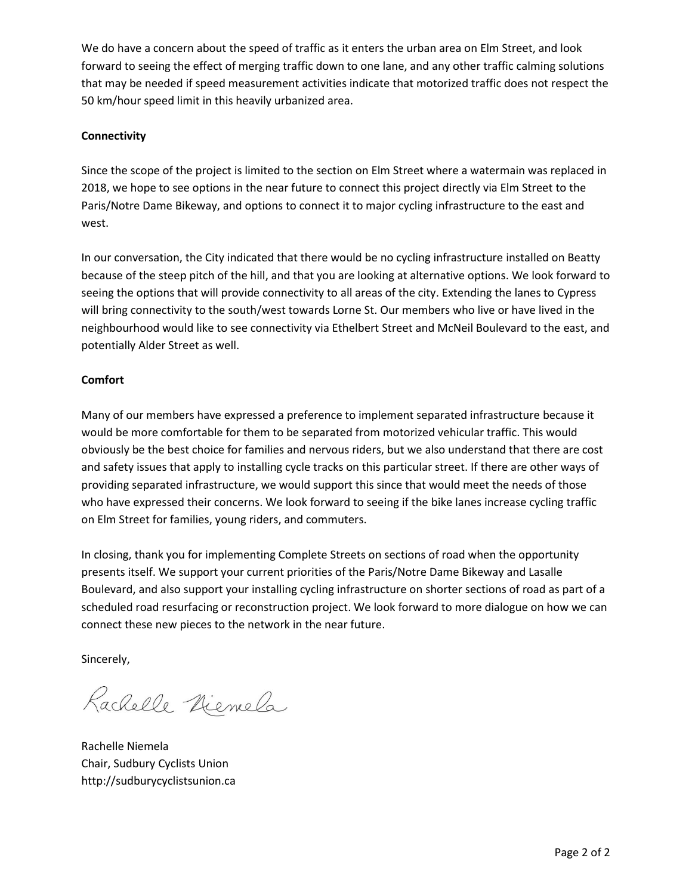We do have a concern about the speed of traffic as it enters the urban area on Elm Street, and look forward to seeing the effect of merging traffic down to one lane, and any other traffic calming solutions that may be needed if speed measurement activities indicate that motorized traffic does not respect the 50 km/hour speed limit in this heavily urbanized area.

**Connectivity**

Since the scope of the project is limited to the section on Elm Street where a watermain was replaced in 2018, we hope to see options in the near future to connect this project directly via Elm Street to the Paris/Notre Dame Bikeway, and options to connect it to major cycling infrastructure to the east and west.

In our conversation, the City indicated that there would be no cycling infrastructure installed on Beatty because of the steep pitch of the hill, and that you are looking at alternative options. We look forward to seeing the options that will provide connectivity to all areas of the city. Extending the lanes to Cypress will bring connectivity to the south/west towards Lorne St. Our members who live or have lived in the neighbourhood would like to see connectivity via Ethelbert Street and McNeil Boulevard to the east, and potentially Alder Street as well.

**Comfort**

Many of our members have expressed a preference to implement separated infrastructure because it would be more comfortable for them to be separated from motorized vehicular traffic. This would obviously be the best choice for families and nervous riders, but we also understand that there are cost and safety issues that apply to installing cycle tracks on this particular street. If there are other ways of providing separated infrastructure, we would support this since that would meet the needs of those who have expressed their concerns. We look forward to seeing if the bike lanes increase cycling traffic on Elm Street for families, young riders, and commuters.

In closing, thank you for implementing Complete Streets on sections of road when the opportunity presents itself. We support your current priorities of the Paris/Notre Dame Bikeway and Lasalle Boulevard, and also support your installing cycling infrastructure on shorter sections of road as part of a scheduled road resurfacing or reconstruction project. We look forward to more dialogue on how we can connect these new pieces to the network in the near future.

Sincerely,

Rachelle Niemela

Rachelle Niemela
Chair, Sudbury Cyclists Union
http://sudburycyclistsunion.ca